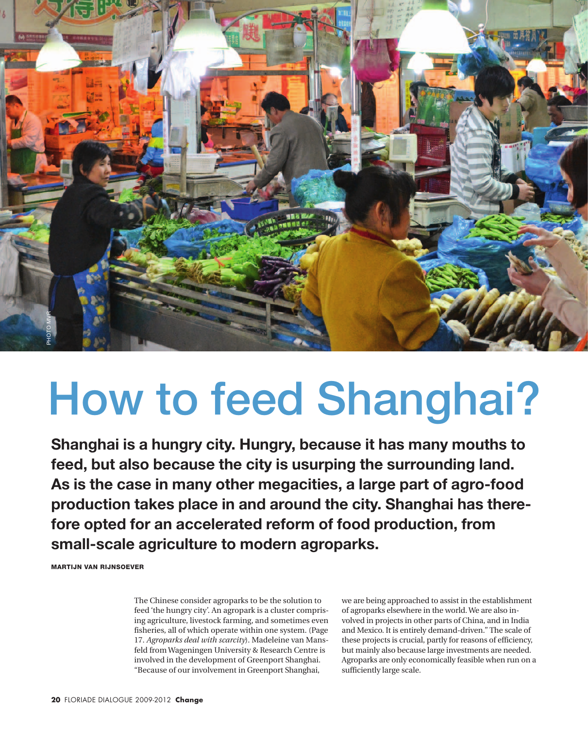PHOTO MVR

# How to feed Shanghai?

**Shanghai is a hungry city. Hungry, because it has many mouths to feed, but also because the city is usurping the surrounding land. As is the case in many other megacities, a large part of agro-food production takes place in and around the city. Shanghai has therefore opted for an accelerated reform of food production, from small-scale agriculture to modern agroparks.**

**MARTIJN VAN RIJNSOEVER**

The Chinese consider agroparks to be the solution to feed 'the hungry city'. An agropark is a cluster comprising agriculture, livestock farming, and sometimes even fisheries, all of which operate within one system. (Page 17. *Agroparks deal with scarcity*). Madeleine van Mansfeld from Wageningen University & Research Centre is involved in the development of Greenport Shanghai. "Because of our involvement in Greenport Shanghai, we are being approached to assist in the establishment of agroparks elsewhere in the world. We are also involved in projects in other parts of China, and in India and Mexico. It is entirely demand-driven." The scale of these projects is crucial, partly for reasons of efficiency, but mainly also because large investments are needed. Agroparks are only economically feasible when run on a sufficiently large scale.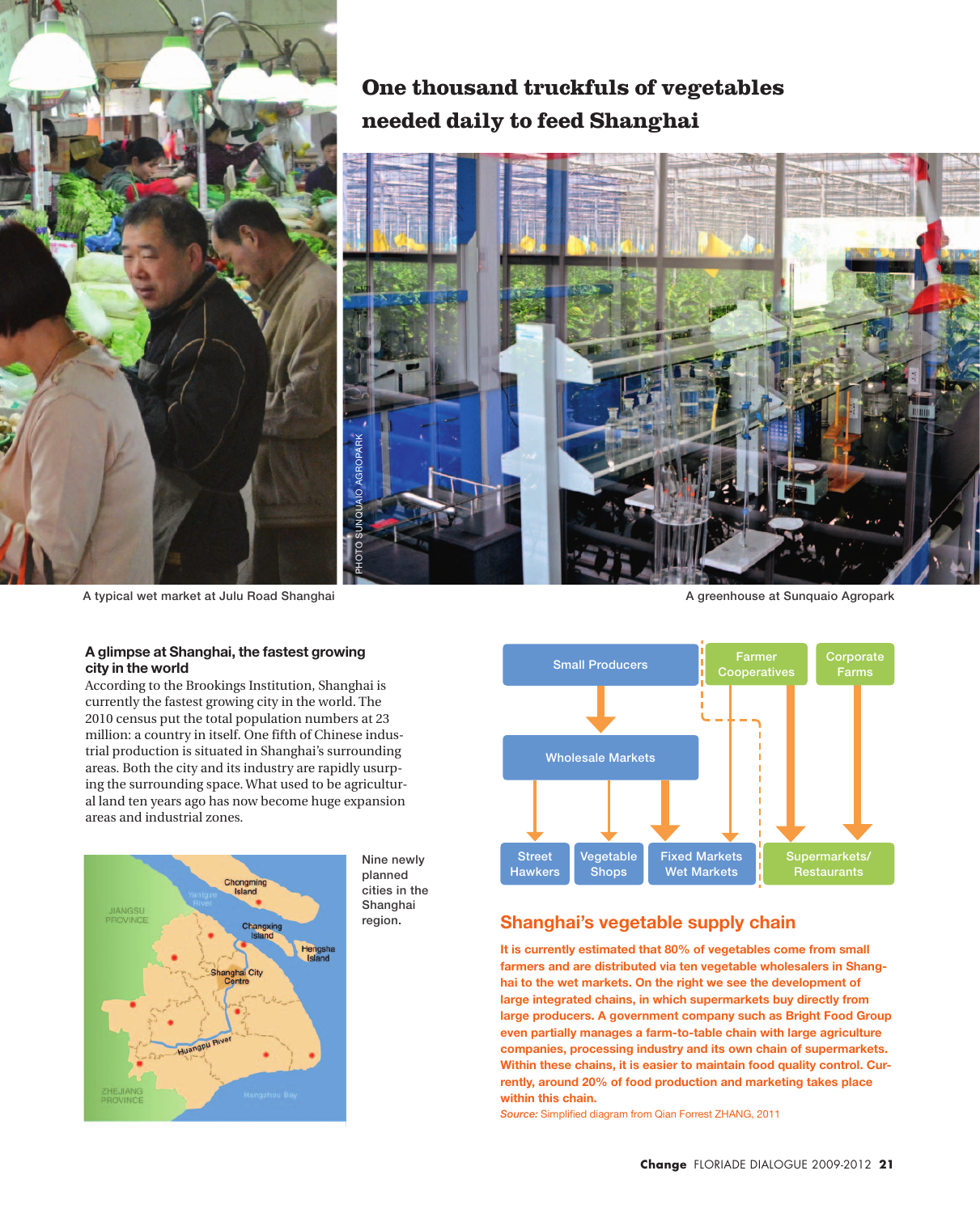# One thousand truckfuls of vegetables needed daily to feed Shanghai

A typical wet market at Julu Road Shanghai

PHOTO SUNQUAIO AGROPARK

A greenhouse at Sunquaio Agropark

### A glimpse at Shanghai, the fastest growing city in the world

According to the Brookings Institution, Shanghai is currently the fastest growing city in the world. The 2010 census put the total population numbers at 23 million: a country in itself. One fifth of Chinese industrial production is situated in Shanghai's surrounding areas. Both the city and its industry are rapidly usurping the surrounding space. What used to be agricultural land ten years ago has now become huge expansion areas and industrial zones.

Nine newly planned cities in the Shanghai region.

## Shanghai's vegetable supply chain

**It is currently estimated that 80% of vegetables come from small farmers and are distributed via ten vegetable wholesalers in Shanghai to the wet markets. On the right we see the development of large integrated chains, in which supermarkets buy directly from large producers. A government company such as Bright Food Group even partially manages a farm-to-table chain with large agriculture companies, processing industry and its own chain of supermarkets. Within these chains, it is easier to maintain food quality control. Currently, around 20% of food production and marketing takes place within this chain.**

*Source:* Simplified diagram from Qian Forrest ZHANG, 2011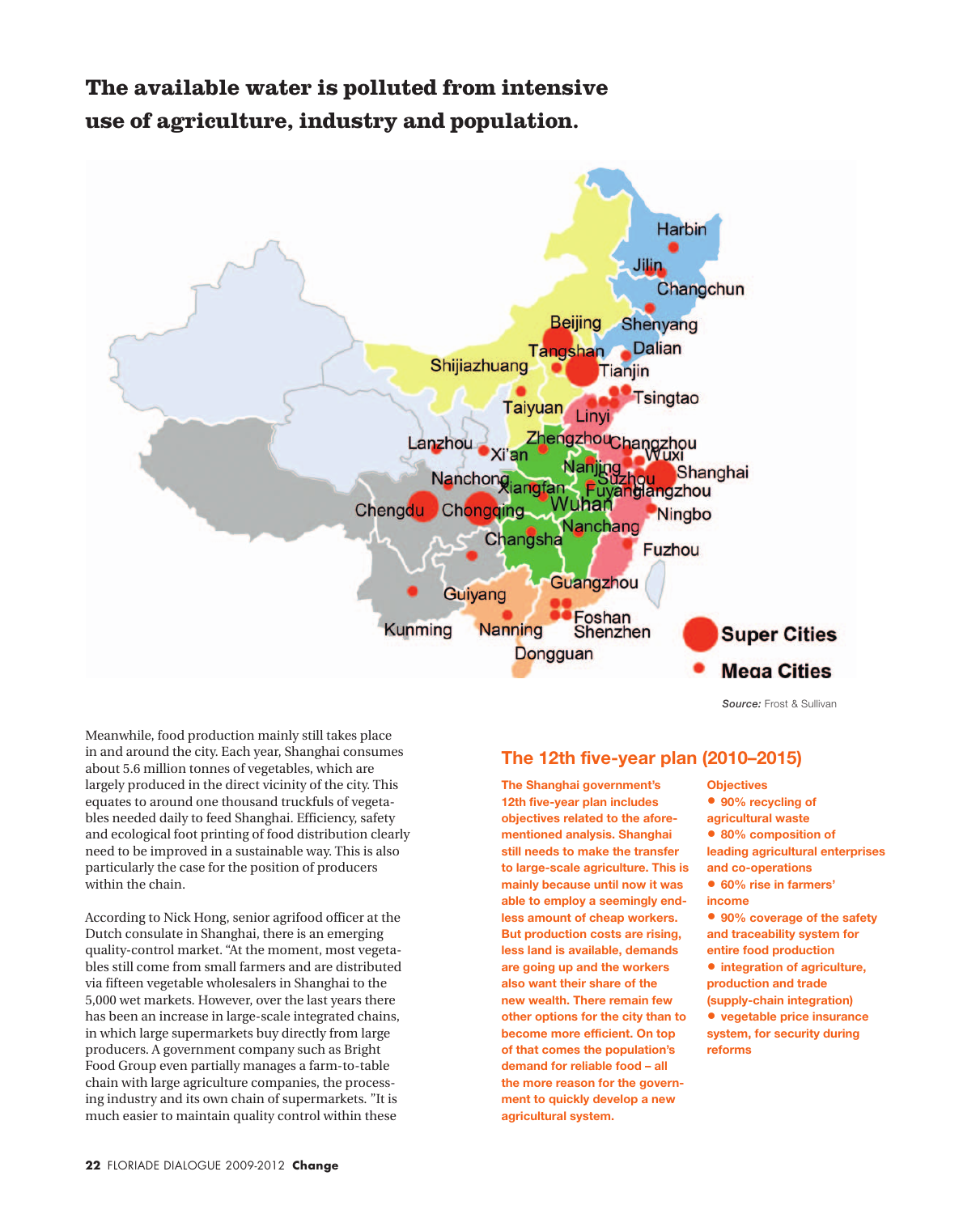## The available water is polluted from intensive use of agriculture, industry and population.

*Source:* Frost & Sullivan

Meanwhile, food production mainly still takes place in and around the city. Each year, Shanghai consumes about 5.6 million tonnes of vegetables, which are largely produced in the direct vicinity of the city. This equates to around one thousand truckfuls of vegetables needed daily to feed Shanghai. Efficiency, safety and ecological foot printing of food distribution clearly need to be improved in a sustainable way. This is also particularly the case for the position of producers within the chain.

According to Nick Hong, senior agrifood officer at the Dutch consulate in Shanghai, there is an emerging quality-control market. "At the moment, most vegetables still come from small farmers and are distributed via fifteen vegetable wholesalers in Shanghai to the 5,000 wet markets. However, over the last years there has been an increase in large-scale integrated chains, in which large supermarkets buy directly from large producers. A government company such as Bright Food Group even partially manages a farm-to-table chain with large agriculture companies, the processing industry and its own chain of supermarkets. "It is much easier to maintain quality control within these

### The 12th five-year plan (2010–2015)

**The Shanghai government's 12th five-year plan includes objectives related to the aforementioned analysis. Shanghai still needs to make the transfer to large-scale agriculture. This is mainly because until now it was able to employ a seemingly endless amount of cheap workers. But production costs are rising, less land is available, demands are going up and the workers also want their share of the new wealth. There remain few other options for the city than to become more efficient. On top of that comes the population's demand for reliable food – all the more reason for the government to quickly develop a new agricultural system.**

**Objectives**

- **90% recycling of agricultural waste**
- **80% composition of leading agricultural enterprises and co-operations**
- **60% rise in farmers' income**
- **90% coverage of the safety and traceability system for entire food production**
- **integration of agriculture, production and trade (supply-chain integration)**
- **vegetable price insurance system, for security during reforms**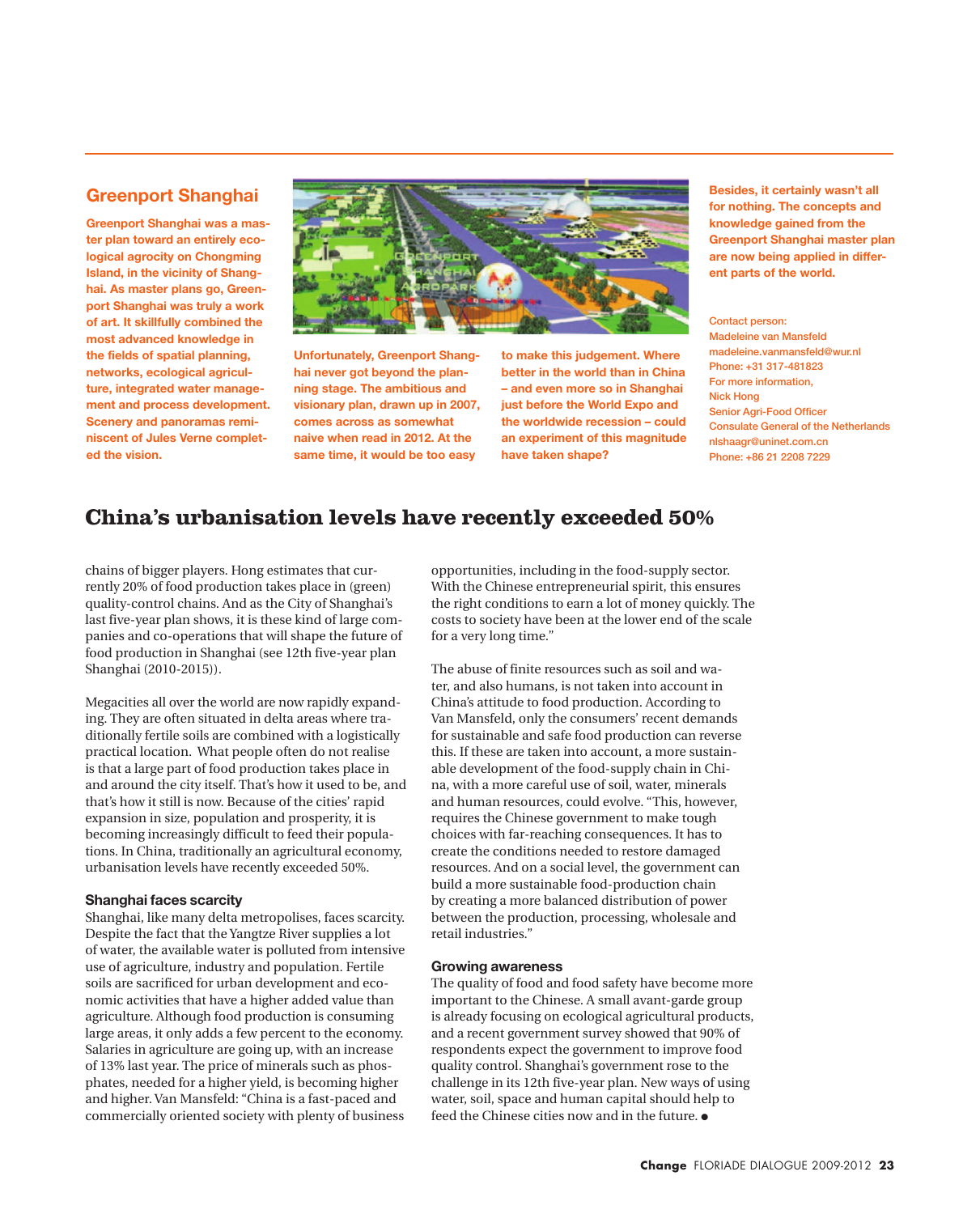## Greenport Shanghai

**Greenport Shanghai was a master plan toward an entirely ecological agrocity on Chongming Island, in the vicinity of Shanghai. As master plans go, Greenport Shanghai was truly a work of art. It skillfully combined the most advanced knowledge in the fields of spatial planning, networks, ecological agriculture, integrated water management and process development. Scenery and panoramas reminiscent of Jules Verne completed the vision.**

**Unfortunately, Greenport Shanghai never got beyond the planning stage. The ambitious and visionary plan, drawn up in 2007, comes across as somewhat naive when read in 2012. At the same time, it would be too easy to make this judgement. Where better in the world than in China – and even more so in Shanghai just before the World Expo and the worldwide recession – could an experiment of this magnitude have taken shape?**

**Besides, it certainly wasn't all for nothing. The concepts and knowledge gained from the Greenport Shanghai master plan are now being applied in different parts of the world.**

Contact person:
Madeleine van Mansfeld
madeleine.vanmansfeld@wur.nl
Phone: +31 317-481823
For more information,
Nick Hong
Senior Agri-Food Officer
Consulate General of the Netherlands
nlshaagr@uninet.com.cn
Phone: +86 21 2208 7229

# China's urbanisation levels have recently exceeded 50%

chains of bigger players. Hong estimates that currently 20% of food production takes place in (green) quality-control chains. And as the City of Shanghai's last five-year plan shows, it is these kind of large companies and co-operations that will shape the future of food production in Shanghai (see 12th five-year plan Shanghai (2010-2015)).

Megacities all over the world are now rapidly expanding. They are often situated in delta areas where traditionally fertile soils are combined with a logistically practical location. What people often do not realise is that a large part of food production takes place in and around the city itself. That's how it used to be, and that's how it still is now. Because of the cities' rapid expansion in size, population and prosperity, it is becoming increasingly difficult to feed their populations. In China, traditionally an agricultural economy, urbanisation levels have recently exceeded 50%.

### Shanghai faces scarcity

Shanghai, like many delta metropolises, faces scarcity. Despite the fact that the Yangtze River supplies a lot of water, the available water is polluted from intensive use of agriculture, industry and population. Fertile soils are sacrificed for urban development and economic activities that have a higher added value than agriculture. Although food production is consuming large areas, it only adds a few percent to the economy. Salaries in agriculture are going up, with an increase of 13% last year. The price of minerals such as phosphates, needed for a higher yield, is becoming higher and higher. Van Mansfeld: "China is a fast-paced and commercially oriented society with plenty of business opportunities, including in the food-supply sector. With the Chinese entrepreneurial spirit, this ensures the right conditions to earn a lot of money quickly. The costs to society have been at the lower end of the scale for a very long time."

The abuse of finite resources such as soil and water, and also humans, is not taken into account in China's attitude to food production. According to Van Mansfeld, only the consumers' recent demands for sustainable and safe food production can reverse this. If these are taken into account, a more sustainable development of the food-supply chain in China, with a more careful use of soil, water, minerals and human resources, could evolve. "This, however, requires the Chinese government to make tough choices with far-reaching consequences. It has to create the conditions needed to restore damaged resources. And on a social level, the government can build a more sustainable food-production chain by creating a more balanced distribution of power between the production, processing, wholesale and retail industries."

### Growing awareness

The quality of food and food safety have become more important to the Chinese. A small avant-garde group is already focusing on ecological agricultural products, and a recent government survey showed that 90% of respondents expect the government to improve food quality control. Shanghai's government rose to the challenge in its 12th five-year plan. New ways of using water, soil, space and human capital should help to feed the Chinese cities now and in the future. ●